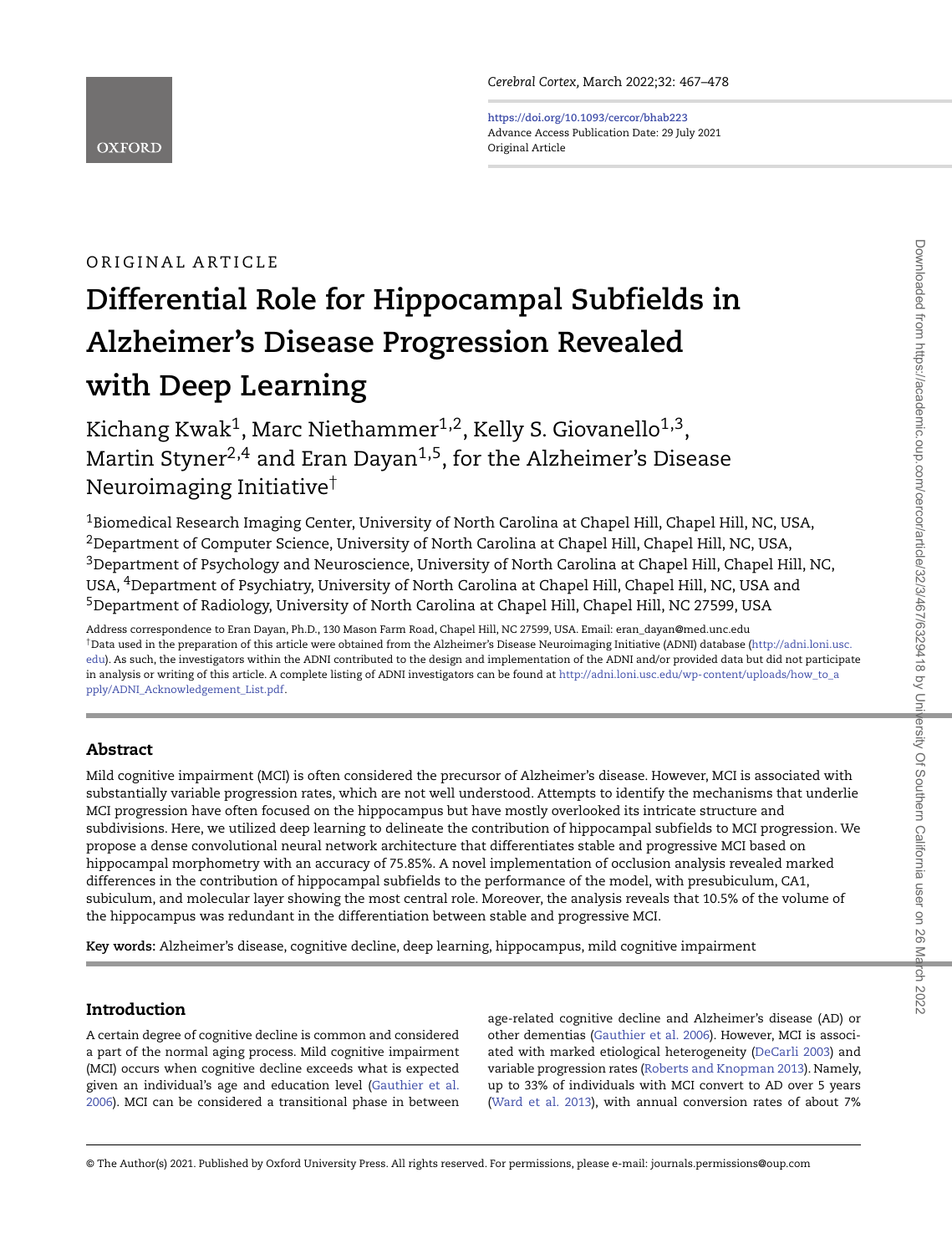ORIGINAL ARTICLE

# Differential Role for Hippocampal Subfields in Alzheimer's Disease Progression Revealed with Deep Learning

Kichang Kwak[1], Marc Niethammer[1,2], Kelly S. Giovanello[1,3], Martin Styner[2,4] and Eran Dayan[1,5], for the Alzheimer's Disease Neuroimaging Initiative[†]

[1]Biomedical Research Imaging Center, University of North Carolina at Chapel Hill, Chapel Hill, NC, USA, [2]Department of Computer Science, University of North Carolina at Chapel Hill, Chapel Hill, NC, USA, [3]Department of Psychology and Neuroscience, University of North Carolina at Chapel Hill, Chapel Hill, NC, USA, [4]Department of Psychiatry, University of North Carolina at Chapel Hill, Chapel Hill, NC, USA and [5]Department of Radiology, University of North Carolina at Chapel Hill, Chapel Hill, NC 27599, USA

Address correspondence to Eran Dayan, Ph.D., 130 Mason Farm Road, Chapel Hill, NC 27599, USA. Email: eran_dayan@med.unc.edu

[†]Data used in the preparation of this article were obtained from the Alzheimer's Disease Neuroimaging Initiative (ADNI) database (http://adni.loni.usc.edu). As such, the investigators within the ADNI contributed to the design and implementation of the ADNI and/or provided data but did not participate in analysis or writing of this article. A complete listing of ADNI investigators can be found at http://adni.loni.usc.edu/wp-content/uploads/how_to_apply/ADNI_Acknowledgement_List.pdf.

## Abstract

Mild cognitive impairment (MCI) is often considered the precursor of Alzheimer's disease. However, MCI is associated with substantially variable progression rates, which are not well understood. Attempts to identify the mechanisms that underlie MCI progression have often focused on the hippocampus but have mostly overlooked its intricate structure and subdivisions. Here, we utilized deep learning to delineate the contribution of hippocampal subfields to MCI progression. We propose a dense convolutional neural network architecture that differentiates stable and progressive MCI based on hippocampal morphometry with an accuracy of 75.85%. A novel implementation of occlusion analysis revealed marked differences in the contribution of hippocampal subfields to the performance of the model, with presubiculum, CA1, subiculum, and molecular layer showing the most central role. Moreover, the analysis reveals that 10.5% of the volume of the hippocampus was redundant in the differentiation between stable and progressive MCI.

**Key words:** Alzheimer's disease, cognitive decline, deep learning, hippocampus, mild cognitive impairment

## Introduction

A certain degree of cognitive decline is common and considered a part of the normal aging process. Mild cognitive impairment (MCI) occurs when cognitive decline exceeds what is expected given an individual's age and education level (Gauthier et al. 2006). MCI can be considered a transitional phase in between age-related cognitive decline and Alzheimer's disease (AD) or other dementias (Gauthier et al. 2006). However, MCI is associated with marked etiological heterogeneity (DeCarli 2003) and variable progression rates (Roberts and Knopman 2013). Namely, up to 33% of individuals with MCI convert to AD over 5 years (Ward et al. 2013), with annual conversion rates of about 7%

© The Author(s) 2021. Published by Oxford University Press. All rights reserved. For permissions, please e-mail: journals.permissions@oup.com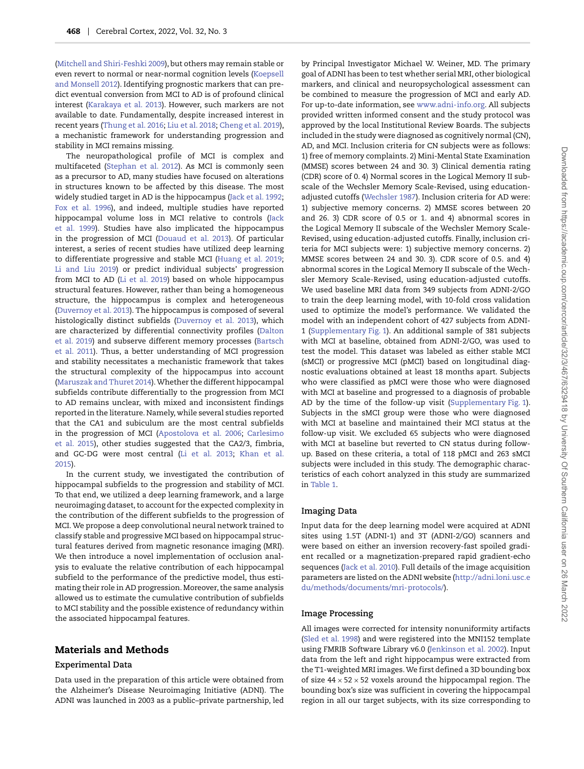(Mitchell and Shiri-Feshki 2009), but others may remain stable or even revert to normal or near-normal cognition levels (Koepsell and Monsell 2012). Identifying prognostic markers that can predict eventual conversion from MCI to AD is of profound clinical interest (Karakaya et al. 2013). However, such markers are not available to date. Fundamentally, despite increased interest in recent years (Thung et al. 2016; Liu et al. 2018; Cheng et al. 2019), a mechanistic framework for understanding progression and stability in MCI remains missing.

The neuropathological profile of MCI is complex and multifaceted (Stephan et al. 2012). As MCI is commonly seen as a precursor to AD, many studies have focused on alterations in structures known to be affected by this disease. The most widely studied target in AD is the hippocampus (Jack et al. 1992; Fox et al. 1996), and indeed, multiple studies have reported hippocampal volume loss in MCI relative to controls (Jack et al. 1999). Studies have also implicated the hippocampus in the progression of MCI (Douaud et al. 2013). Of particular interest, a series of recent studies have utilized deep learning to differentiate progressive and stable MCI (Huang et al. 2019; Li and Liu 2019) or predict individual subjects' progression from MCI to AD (Li et al. 2019) based on whole hippocampus structural features. However, rather than being a homogeneous structure, the hippocampus is complex and heterogeneous (Duvernoy et al. 2013). The hippocampus is composed of several histologically distinct subfields (Duvernoy et al. 2013), which are characterized by differential connectivity profiles (Dalton et al. 2019) and subserve different memory processes (Bartsch et al. 2011). Thus, a better understanding of MCI progression and stability necessitates a mechanistic framework that takes the structural complexity of the hippocampus into account (Maruszak and Thuret 2014). Whether the different hippocampal subfields contribute differentially to the progression from MCI to AD remains unclear, with mixed and inconsistent findings reported in the literature. Namely, while several studies reported that the CA1 and subiculum are the most central subfields in the progression of MCI (Apostolova et al. 2006; Carlesimo et al. 2015), other studies suggested that the CA2/3, fimbria, and GC-DG were most central (Li et al. 2013; Khan et al. 2015).

In the current study, we investigated the contribution of hippocampal subfields to the progression and stability of MCI. To that end, we utilized a deep learning framework, and a large neuroimaging dataset, to account for the expected complexity in the contribution of the different subfields to the progression of MCI. We propose a deep convolutional neural network trained to classify stable and progressive MCI based on hippocampal structural features derived from magnetic resonance imaging (MRI). We then introduce a novel implementation of occlusion analysis to evaluate the relative contribution of each hippocampal subfield to the performance of the predictive model, thus estimating their role in AD progression. Moreover, the same analysis allowed us to estimate the cumulative contribution of subfields to MCI stability and the possible existence of redundancy within the associated hippocampal features.

## Materials and Methods

### Experimental Data

Data used in the preparation of this article were obtained from the Alzheimer's Disease Neuroimaging Initiative (ADNI). The ADNI was launched in 2003 as a public–private partnership, led by Principal Investigator Michael W. Weiner, MD. The primary goal of ADNI has been to test whether serial MRI, other biological markers, and clinical and neuropsychological assessment can be combined to measure the progression of MCI and early AD. For up-to-date information, see www.adni-info.org. All subjects provided written informed consent and the study protocol was approved by the local Institutional Review Boards. The subjects included in the study were diagnosed as cognitively normal (CN), AD, and MCI. Inclusion criteria for CN subjects were as follows: 1) free of memory complaints. 2) Mini-Mental State Examination (MMSE) scores between 24 and 30. 3) Clinical dementia rating (CDR) score of 0. 4) Normal scores in the Logical Memory II subscale of the Wechsler Memory Scale-Revised, using education-adjusted cutoffs (Wechsler 1987). Inclusion criteria for AD were: 1) subjective memory concerns. 2) MMSE scores between 20 and 26. 3) CDR score of 0.5 or 1. and 4) abnormal scores in the Logical Memory II subscale of the Wechsler Memory Scale-Revised, using education-adjusted cutoffs. Finally, inclusion criteria for MCI subjects were: 1) subjective memory concerns. 2) MMSE scores between 24 and 30. 3). CDR score of 0.5. and 4) abnormal scores in the Logical Memory II subscale of the Wechsler Memory Scale-Revised, using education-adjusted cutoffs. We used baseline MRI data from 349 subjects from ADNI-2/GO to train the deep learning model, with 10-fold cross validation used to optimize the model's performance. We validated the model with an independent cohort of 427 subjects from ADNI-1 (Supplementary Fig. 1). An additional sample of 381 subjects with MCI at baseline, obtained from ADNI-2/GO, was used to test the model. This dataset was labeled as either stable MCI (sMCI) or progressive MCI (pMCI) based on longitudinal diagnostic evaluations obtained at least 18 months apart. Subjects who were classified as pMCI were those who were diagnosed with MCI at baseline and progressed to a diagnosis of probable AD by the time of the follow-up visit (Supplementary Fig. 1). Subjects in the sMCI group were those who were diagnosed with MCI at baseline and maintained their MCI status at the follow-up visit. We excluded 65 subjects who were diagnosed with MCI at baseline but reverted to CN status during follow-up. Based on these criteria, a total of 118 pMCI and 263 sMCI subjects were included in this study. The demographic characteristics of each cohort analyzed in this study are summarized in Table 1.

### Imaging Data

Input data for the deep learning model were acquired at ADNI sites using 1.5T (ADNI-1) and 3T (ADNI-2/GO) scanners and were based on either an inversion recovery-fast spoiled gradient recalled or a magnetization-prepared rapid gradient-echo sequences (Jack et al. 2010). Full details of the image acquisition parameters are listed on the ADNI website (http://adni.loni.usc.edu/methods/documents/mri-protocols/).

### Image Processing

All images were corrected for intensity nonuniformity artifacts (Sled et al. 1998) and were registered into the MNI152 template using FMRIB Software Library v6.0 (Jenkinson et al. 2002). Input data from the left and right hippocampus were extracted from the T1-weighted MRI images. We first defined a 3D bounding box of size $44 \times 52 \times 52$ voxels around the hippocampal region. The bounding box's size was sufficient in covering the hippocampal region in all our target subjects, with its size corresponding to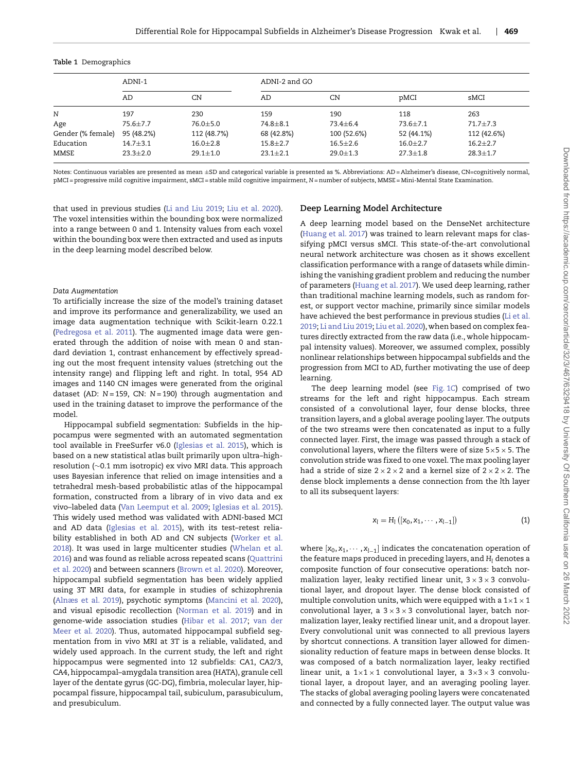Table 1 Demographics

| | ADNI-1 | | ADNI-2 and GO | | | |
|---|---|---|---|---|---|---|
| | AD | CN | AD | CN | pMCI | sMCI |
| N | 197 | 230 | 159 | 190 | 118 | 263 |
| Age | 75.6±7.7 | 76.0±5.0 | 74.8±8.1 | 73.4±6.4 | 73.6±7.1 | 71.7±7.3 |
| Gender (% female) | 95 (48.2%) | 112 (48.7%) | 68 (42.8%) | 100 (52.6%) | 52 (44.1%) | 112 (42.6%) |
| Education | 14.7±3.1 | 16.0±2.8 | 15.8±2.7 | 16.5±2.6 | 16.0±2.7 | 16.2±2.7 |
| MMSE | 23.3±2.0 | 29.1±1.0 | 23.1±2.1 | 29.0±1.3 | 27.3±1.8 | 28.3±1.7 |

Notes: Continuous variables are presented as mean ±SD and categorical variable is presented as %. Abbreviations: AD = Alzheimer's disease, CN=cognitively normal, pMCI = progressive mild cognitive impairment, sMCI = stable mild cognitive impairment, N = number of subjects, MMSE = Mini-Mental State Examination.

that used in previous studies (Li and Liu 2019; Liu et al. 2020). The voxel intensities within the bounding box were normalized into a range between 0 and 1. Intensity values from each voxel within the bounding box were then extracted and used as inputs in the deep learning model described below.

*Data Augmentation*

To artificially increase the size of the model's training dataset and improve its performance and generalizability, we used an image data augmentation technique with Scikit-learn 0.22.1 (Pedregosa et al. 2011). The augmented image data were generated through the addition of noise with mean 0 and standard deviation 1, contrast enhancement by effectively spreading out the most frequent intensity values (stretching out the intensity range) and flipping left and right. In total, 954 AD images and 1140 CN images were generated from the original dataset (AD: $N = 159$, CN: $N = 190$) through augmentation and used in the training dataset to improve the performance of the model.

Hippocampal subfield segmentation: Subfields in the hippocampus were segmented with an automated segmentation tool available in FreeSurfer v6.0 (Iglesias et al. 2015), which is based on a new statistical atlas built primarily upon ultra–high-resolution (~0.1 mm isotropic) ex vivo MRI data. This approach uses Bayesian inference that relied on image intensities and a tetrahedral mesh-based probabilistic atlas of the hippocampal formation, constructed from a library of in vivo data and ex vivo–labeled data (Van Leemput et al. 2009; Iglesias et al. 2015). This widely used method was validated with ADNI-based MCI and AD data (Iglesias et al. 2015), with its test–retest reliability established in both AD and CN subjects (Worker et al. 2018). It was used in large multicenter studies (Whelan et al. 2016) and was found as reliable across repeated scans (Quattrini et al. 2020) and between scanners (Brown et al. 2020). Moreover, hippocampal subfield segmentation has been widely applied using 3T MRI data, for example in studies of schizophrenia (Alnæs et al. 2019), psychotic symptoms (Mancini et al. 2020), and visual episodic recollection (Norman et al. 2019) and in genome-wide association studies (Hibar et al. 2017; van der Meer et al. 2020). Thus, automated hippocampal subfield segmentation from in vivo MRI at 3T is a reliable, validated, and widely used approach. In the current study, the left and right hippocampus were segmented into 12 subfields: CA1, CA2/3, CA4, hippocampal–amygdala transition area (HATA), granule cell layer of the dentate gyrus (GC-DG), fimbria, molecular layer, hippocampal fissure, hippocampal tail, subiculum, parasubiculum, and presubiculum.

## Deep Learning Model Architecture

A deep learning model based on the DenseNet architecture (Huang et al. 2017) was trained to learn relevant maps for classifying pMCI versus sMCI. This state-of-the-art convolutional neural network architecture was chosen as it shows excellent classification performance with a range of datasets while diminishing the vanishing gradient problem and reducing the number of parameters (Huang et al. 2017). We used deep learning, rather than traditional machine learning models, such as random forest, or support vector machine, primarily since similar models have achieved the best performance in previous studies (Li et al. 2019; Li and Liu 2019; Liu et al. 2020), when based on complex features directly extracted from the raw data (i.e., whole hippocampal intensity values). Moreover, we assumed complex, possibly nonlinear relationships between hippocampal subfields and the progression from MCI to AD, further motivating the use of deep learning.

The deep learning model (see Fig. 1C) comprised of two streams for the left and right hippocampus. Each stream consisted of a convolutional layer, four dense blocks, three transition layers, and a global average pooling layer. The outputs of the two streams were then concatenated as input to a fully connected layer. First, the image was passed through a stack of convolutional layers, where the filters were of size $5 \times 5 \times 5$. The convolution stride was fixed to one voxel. The max pooling layer had a stride of size $2 \times 2 \times 2$ and a kernel size of $2 \times 2 \times 2$. The dense block implements a dense connection from the lth layer to all its subsequent layers:

$$x_l = H_l\left([x_0, x_1, \cdots, x_{l-1}]\right) \tag{1}$$

where $[x_0, x_1, \cdots, x_{l-1}]$ indicates the concatenation operation of the feature maps produced in preceding layers, and $H_l$ denotes a composite function of four consecutive operations: batch normalization layer, leaky rectified linear unit, $3 \times 3 \times 3$ convolutional layer, and dropout layer. The dense block consisted of multiple convolution units, which were equipped with a $1 \times 1 \times 1$ convolutional layer, a $3 \times 3 \times 3$ convolutional layer, batch normalization layer, leaky rectified linear unit, and a dropout layer. Every convolutional unit was connected to all previous layers by shortcut connections. A transition layer allowed for dimensionality reduction of feature maps in between dense blocks. It was composed of a batch normalization layer, leaky rectified linear unit, a $1 \times 1 \times 1$ convolutional layer, a $3 \times 3 \times 3$ convolutional layer, a dropout layer, and an averaging pooling layer. The stacks of global averaging pooling layers were concatenated and connected by a fully connected layer. The output value was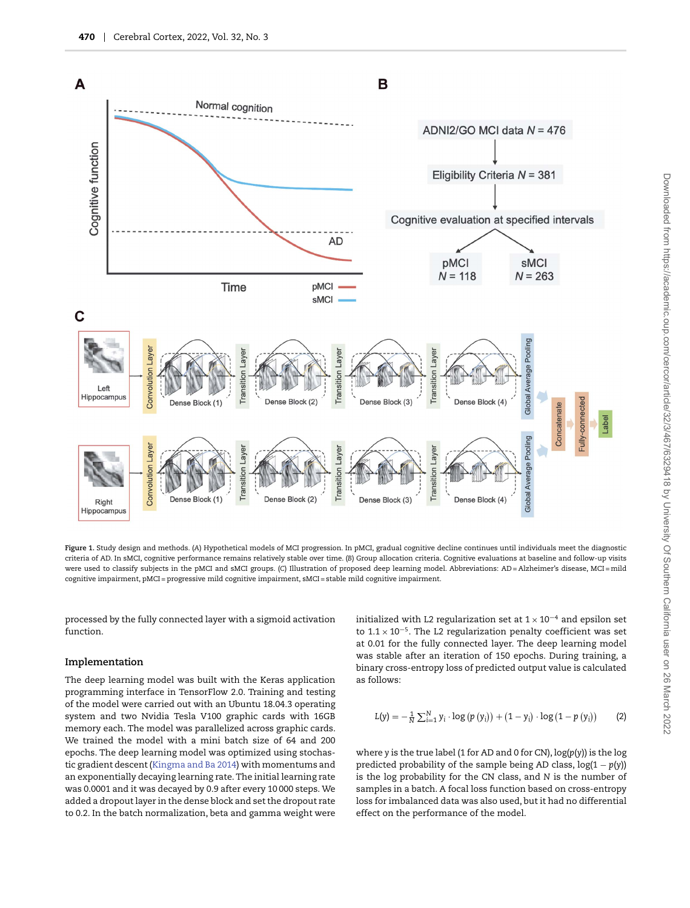Figure 1. Study design and methods. (A) Hypothetical models of MCI progression. In pMCI, gradual cognitive decline continues until individuals meet the diagnostic criteria of AD. In sMCI, cognitive performance remains relatively stable over time. (B) Group allocation criteria. Cognitive evaluations at baseline and follow-up visits were used to classify subjects in the pMCI and sMCI groups. (C) Illustration of proposed deep learning model. Abbreviations: AD = Alzheimer's disease, MCI = mild cognitive impairment, pMCI = progressive mild cognitive impairment, sMCI = stable mild cognitive impairment.

processed by the fully connected layer with a sigmoid activation function.

## Implementation

The deep learning model was built with the Keras application programming interface in TensorFlow 2.0. Training and testing of the model were carried out with an Ubuntu 18.04.3 operating system and two Nvidia Tesla V100 graphic cards with 16GB memory each. The model was parallelized across graphic cards. We trained the model with a mini batch size of 64 and 200 epochs. The deep learning model was optimized using stochastic gradient descent (Kingma and Ba 2014) with momentums and an exponentially decaying learning rate. The initial learning rate was 0.0001 and it was decayed by 0.9 after every 10 000 steps. We added a dropout layer in the dense block and set the dropout rate to 0.2. In the batch normalization, beta and gamma weight were initialized with L2 regularization set at $1 \times 10^{-4}$ and epsilon set to $1.1 \times 10^{-5}$. The L2 regularization penalty coefficient was set at 0.01 for the fully connected layer. The deep learning model was stable after an iteration of 150 epochs. During training, a binary cross-entropy loss of predicted output value is calculated as follows:

$$L(y) = -\frac{1}{N}\sum_{i=1}^{N} y_i \cdot \log\left(p\left(y_i\right)\right) + \left(1 - y_i\right) \cdot \log\left(1 - p\left(y_i\right)\right) \quad (2)$$

where y is the true label (1 for AD and 0 for CN), $\log(p(y))$ is the log predicted probability of the sample being AD class, $\log(1 - p(y))$ is the log probability for the CN class, and $N$ is the number of samples in a batch. A focal loss function based on cross-entropy loss for imbalanced data was also used, but it had no differential effect on the performance of the model.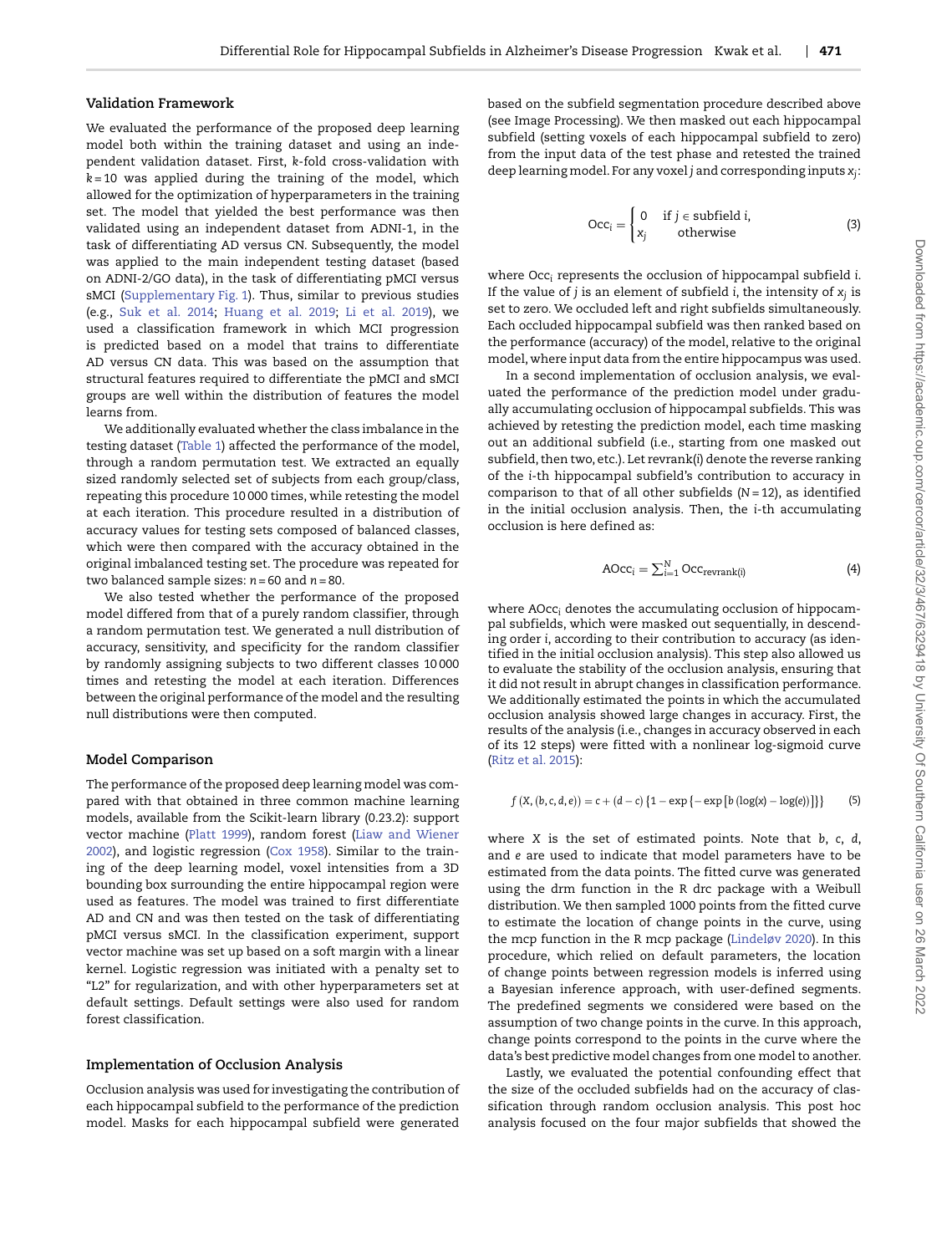### Validation Framework

We evaluated the performance of the proposed deep learning model both within the training dataset and using an independent validation dataset. First, $k$-fold cross-validation with $k = 10$ was applied during the training of the model, which allowed for the optimization of hyperparameters in the training set. The model that yielded the best performance was then validated using an independent dataset from ADNI-1, in the task of differentiating AD versus CN. Subsequently, the model was applied to the main independent testing dataset (based on ADNI-2/GO data), in the task of differentiating pMCI versus sMCI (Supplementary Fig. 1). Thus, similar to previous studies (e.g., Suk et al. 2014; Huang et al. 2019; Li et al. 2019), we used a classification framework in which MCI progression is predicted based on a model that trains to differentiate AD versus CN data. This was based on the assumption that structural features required to differentiate the pMCI and sMCI groups are well within the distribution of features the model learns from.

We additionally evaluated whether the class imbalance in the testing dataset (Table 1) affected the performance of the model, through a random permutation test. We extracted an equally sized randomly selected set of subjects from each group/class, repeating this procedure 10 000 times, while retesting the model at each iteration. This procedure resulted in a distribution of accuracy values for testing sets composed of balanced classes, which were then compared with the accuracy obtained in the original imbalanced testing set. The procedure was repeated for two balanced sample sizes: $n = 60$ and $n = 80$.

We also tested whether the performance of the proposed model differed from that of a purely random classifier, through a random permutation test. We generated a null distribution of accuracy, sensitivity, and specificity for the random classifier by randomly assigning subjects to two different classes 10 000 times and retesting the model at each iteration. Differences between the original performance of the model and the resulting null distributions were then computed.

### Model Comparison

The performance of the proposed deep learning model was compared with that obtained in three common machine learning models, available from the Scikit-learn library (0.23.2): support vector machine (Platt 1999), random forest (Liaw and Wiener 2002), and logistic regression (Cox 1958). Similar to the training of the deep learning model, voxel intensities from a 3D bounding box surrounding the entire hippocampal region were used as features. The model was trained to first differentiate AD and CN and was then tested on the task of differentiating pMCI versus sMCI. In the classification experiment, support vector machine was set up based on a soft margin with a linear kernel. Logistic regression was initiated with a penalty set to "L2" for regularization, and with other hyperparameters set at default settings. Default settings were also used for random forest classification.

### Implementation of Occlusion Analysis

Occlusion analysis was used for investigating the contribution of each hippocampal subfield to the performance of the prediction model. Masks for each hippocampal subfield were generated based on the subfield segmentation procedure described above (see Image Processing). We then masked out each hippocampal subfield (setting voxels of each hippocampal subfield to zero) from the input data of the test phase and retested the trained deep learning model. For any voxel $j$ and corresponding inputs $x_j$:

$$\mathrm{Occ}_i = \begin{cases} 0 & \text{if } j \in \text{subfield i,} \\ x_j & \text{otherwise} \end{cases} \tag{3}$$

where $\mathrm{Occ}_i$ represents the occlusion of hippocampal subfield $i$. If the value of $j$ is an element of subfield $i$, the intensity of $x_j$ is set to zero. We occluded left and right subfields simultaneously. Each occluded hippocampal subfield was then ranked based on the performance (accuracy) of the model, relative to the original model, where input data from the entire hippocampus was used.

In a second implementation of occlusion analysis, we evaluated the performance of the prediction model under gradually accumulating occlusion of hippocampal subfields. This was achieved by retesting the prediction model, each time masking out an additional subfield (i.e., starting from one masked out subfield, then two, etc.). Let revrank($i$) denote the reverse ranking of the $i$-th hippocampal subfield's contribution to accuracy in comparison to that of all other subfields ($N = 12$), as identified in the initial occlusion analysis. Then, the $i$-th accumulating occlusion is here defined as:

$$\mathrm{AOcc}_i = \sum_{i=1}^{N} \mathrm{Occ}_{\mathrm{revrank}(i)} \tag{4}$$

where $\mathrm{AOcc}_i$ denotes the accumulating occlusion of hippocampal subfields, which were masked out sequentially, in descending order $i$, according to their contribution to accuracy (as identified in the initial occlusion analysis). This step also allowed us to evaluate the stability of the occlusion analysis, ensuring that it did not result in abrupt changes in classification performance. We additionally estimated the points in which the accumulated occlusion analysis showed large changes in accuracy. First, the results of the analysis (i.e., changes in accuracy observed in each of its 12 steps) were fitted with a nonlinear log-sigmoid curve (Ritz et al. 2015):

$$f\left(X, (b, c, d, e)\right) = c + (d - c)\left\{1 - \exp\left\{-\exp\left[b\left(\log(x) - \log(e)\right)\right]\right\}\right\} \tag{5}$$

where X is the set of estimated points. Note that $b$, $c$, $d$, and $e$ are used to indicate that model parameters have to be estimated from the data points. The fitted curve was generated using the drm function in the R drc package with a Weibull distribution. We then sampled 1000 points from the fitted curve to estimate the location of change points in the curve, using the mcp function in the R mcp package (Lindeløv 2020). In this procedure, which relied on default parameters, the location of change points between regression models is inferred using a Bayesian inference approach, with user-defined segments. The predefined segments we considered were based on the assumption of two change points in the curve. In this approach, change points correspond to the points in the curve where the data's best predictive model changes from one model to another.

Lastly, we evaluated the potential confounding effect that the size of the occluded subfields had on the accuracy of classification through random occlusion analysis. This post hoc analysis focused on the four major subfields that showed the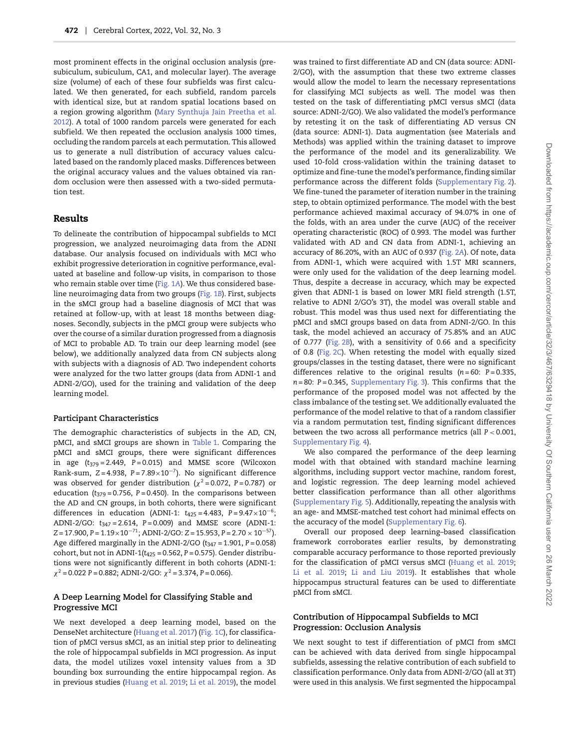most prominent effects in the original occlusion analysis (presubiculum, subiculum, CA1, and molecular layer). The average size (volume) of each of these four subfields was first calculated. We then generated, for each subfield, random parcels with identical size, but at random spatial locations based on a region growing algorithm (Mary Synthuja Jain Preetha et al. 2012). A total of 1000 random parcels were generated for each subfield. We then repeated the occlusion analysis 1000 times, occluding the random parcels at each permutation. This allowed us to generate a null distribution of accuracy values calculated based on the randomly placed masks. Differences between the original accuracy values and the values obtained via random occlusion were then assessed with a two-sided permutation test.

## Results

To delineate the contribution of hippocampal subfields to MCI progression, we analyzed neuroimaging data from the ADNI database. Our analysis focused on individuals with MCI who exhibit progressive deterioration in cognitive performance, evaluated at baseline and follow-up visits, in comparison to those who remain stable over time (Fig. 1A). We thus considered baseline neuroimaging data from two groups (Fig. 1B). First, subjects in the sMCI group had a baseline diagnosis of MCI that was retained at follow-up, with at least 18 months between diagnoses. Secondly, subjects in the pMCI group were subjects who over the course of a similar duration progressed from a diagnosis of MCI to probable AD. To train our deep learning model (see below), we additionally analyzed data from CN subjects along with subjects with a diagnosis of AD. Two independent cohorts were analyzed for the two latter groups (data from ADNI-1 and ADNI-2/GO), used for the training and validation of the deep learning model.

### Participant Characteristics

The demographic characteristics of subjects in the AD, CN, pMCI, and sMCI groups are shown in Table 1. Comparing the pMCI and sMCI groups, there were significant differences in age ($t_{379} = 2.449$, $P = 0.015$) and MMSE score (Wilcoxon Rank-sum, $Z = 4.938$, $P = 7.89 \times 10^{-7}$). No significant difference was observed for gender distribution ($\chi^2 = 0.072$, $P = 0.787$) or education ($t_{379} = 0.756$, $P = 0.450$). In the comparisons between the AD and CN groups, in both cohorts, there were significant differences in education (ADNI-1: $t_{425} = 4.483$, $P = 9.47 \times 10^{-6}$; ADNI-2/GO: $t_{347} = 2.614$, $P = 0.009$) and MMSE score (ADNI-1: $Z = 17.900$, $P = 1.19 \times 10^{-71}$; ADNI-2/GO: $Z = 15.953$, $P = 2.70 \times 10^{-57}$). Age differed marginally in the ADNI-2/GO ($t_{347} = 1.901$, $P = 0.058$) cohort, but not in ADNI-1($t_{425} = 0.562$, $P = 0.575$). Gender distributions were not significantly different in both cohorts (ADNI-1: $\chi^2 = 0.022$ $P = 0.882$; ADNI-2/GO: $\chi^2 = 3.374$, $P = 0.066$).

### A Deep Learning Model for Classifying Stable and Progressive MCI

We next developed a deep learning model, based on the DenseNet architecture (Huang et al. 2017) (Fig. 1C), for classification of pMCI versus sMCI, as an initial step prior to delineating the role of hippocampal subfields in MCI progression. As input data, the model utilizes voxel intensity values from a 3D bounding box surrounding the entire hippocampal region. As in previous studies (Huang et al. 2019; Li et al. 2019), the model was trained to first differentiate AD and CN (data source: ADNI-2/GO), with the assumption that these two extreme classes would allow the model to learn the necessary representations for classifying MCI subjects as well. The model was then tested on the task of differentiating pMCI versus sMCI (data source: ADNI-2/GO). We also validated the model's performance by retesting it on the task of differentiating AD versus CN (data source: ADNI-1). Data augmentation (see Materials and Methods) was applied within the training dataset to improve the performance of the model and its generalizability. We used 10-fold cross-validation within the training dataset to optimize and fine-tune the model's performance, finding similar performance across the different folds (Supplementary Fig. 2). We fine-tuned the parameter of iteration number in the training step, to obtain optimized performance. The model with the best performance achieved maximal accuracy of 94.07% in one of the folds, with an area under the curve (AUC) of the receiver operating characteristic (ROC) of 0.993. The model was further validated with AD and CN data from ADNI-1, achieving an accuracy of 86.20%, with an AUC of 0.937 (Fig. 2A). Of note, data from ADNI-1, which were acquired with 1.5T MRI scanners, were only used for the validation of the deep learning model. Thus, despite a decrease in accuracy, which may be expected given that ADNI-1 is based on lower MRI field strength (1.5T, relative to ADNI 2/GO's 3T), the model was overall stable and robust. This model was thus used next for differentiating the pMCI and sMCI groups based on data from ADNI-2/GO. In this task, the model achieved an accuracy of 75.85% and an AUC of 0.777 (Fig. 2B), with a sensitivity of 0.66 and a specificity of 0.8 (Fig. 2C). When retesting the model with equally sized groups/classes in the testing dataset, there were no significant differences relative to the original results ($n = 60$: $P = 0.335$, $n = 80$: $P = 0.345$, Supplementary Fig. 3). This confirms that the performance of the proposed model was not affected by the class imbalance of the testing set. We additionally evaluated the performance of the model relative to that of a random classifier via a random permutation test, finding significant differences between the two across all performance metrics (all $P < 0.001$, Supplementary Fig. 4).

We also compared the performance of the deep learning model with that obtained with standard machine learning algorithms, including support vector machine, random forest, and logistic regression. The deep learning model achieved better classification performance than all other algorithms (Supplementary Fig. 5). Additionally, repeating the analysis with an age- and MMSE-matched test cohort had minimal effects on the accuracy of the model (Supplementary Fig. 6).

Overall our proposed deep learning–based classification framework corroborates earlier results, by demonstrating comparable accuracy performance to those reported previously for the classification of pMCI versus sMCI (Huang et al. 2019; Li et al. 2019; Li and Liu 2019). It establishes that whole hippocampus structural features can be used to differentiate pMCI from sMCI.

### Contribution of Hippocampal Subfields to MCI Progression: Occlusion Analysis

We next sought to test if differentiation of pMCI from sMCI can be achieved with data derived from single hippocampal subfields, assessing the relative contribution of each subfield to classification performance. Only data from ADNI-2/GO (all at 3T) were used in this analysis. We first segmented the hippocampal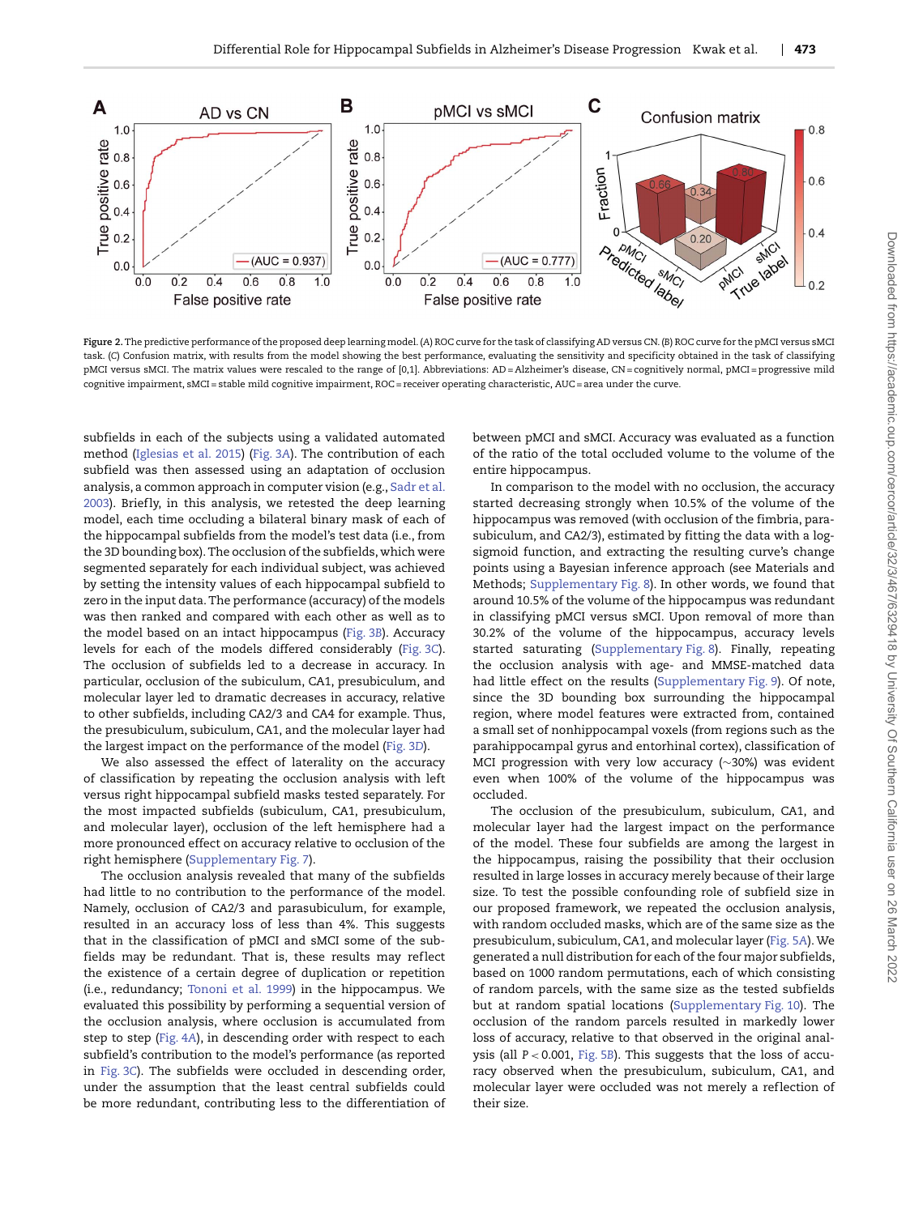**Figure 2.** The predictive performance of the proposed deep learning model. (A) ROC curve for the task of classifying AD versus CN. (B) ROC curve for the pMCI versus sMCI task. (C) Confusion matrix, with results from the model showing the best performance, evaluating the sensitivity and specificity obtained in the task of classifying pMCI versus sMCI. The matrix values were rescaled to the range of [0,1]. Abbreviations: AD = Alzheimer's disease, CN = cognitively normal, pMCI = progressive mild cognitive impairment, sMCI = stable mild cognitive impairment, ROC = receiver operating characteristic, AUC = area under the curve.

subfields in each of the subjects using a validated automated method (Iglesias et al. 2015) (Fig. 3A). The contribution of each subfield was then assessed using an adaptation of occlusion analysis, a common approach in computer vision (e.g., Sadr et al. 2003). Briefly, in this analysis, we retested the deep learning model, each time occluding a bilateral binary mask of each of the hippocampal subfields from the model's test data (i.e., from the 3D bounding box). The occlusion of the subfields, which were segmented separately for each individual subject, was achieved by setting the intensity values of each hippocampal subfield to zero in the input data. The performance (accuracy) of the models was then ranked and compared with each other as well as to the model based on an intact hippocampus (Fig. 3B). Accuracy levels for each of the models differed considerably (Fig. 3C). The occlusion of subfields led to a decrease in accuracy. In particular, occlusion of the subiculum, CA1, presubiculum, and molecular layer led to dramatic decreases in accuracy, relative to other subfields, including CA2/3 and CA4 for example. Thus, the presubiculum, subiculum, CA1, and the molecular layer had the largest impact on the performance of the model (Fig. 3D).

We also assessed the effect of laterality on the accuracy of classification by repeating the occlusion analysis with left versus right hippocampal subfield masks tested separately. For the most impacted subfields (subiculum, CA1, presubiculum, and molecular layer), occlusion of the left hemisphere had a more pronounced effect on accuracy relative to occlusion of the right hemisphere (Supplementary Fig. 7).

The occlusion analysis revealed that many of the subfields had little to no contribution to the performance of the model. Namely, occlusion of CA2/3 and parasubiculum, for example, resulted in an accuracy loss of less than 4%. This suggests that in the classification of pMCI and sMCI some of the subfields may be redundant. That is, these results may reflect the existence of a certain degree of duplication or repetition (i.e., redundancy; Tononi et al. 1999) in the hippocampus. We evaluated this possibility by performing a sequential version of the occlusion analysis, where occlusion is accumulated from step to step (Fig. 4A), in descending order with respect to each subfield's contribution to the model's performance (as reported in Fig. 3C). The subfields were occluded in descending order, under the assumption that the least central subfields could be more redundant, contributing less to the differentiation of between pMCI and sMCI. Accuracy was evaluated as a function of the ratio of the total occluded volume to the volume of the entire hippocampus.

In comparison to the model with no occlusion, the accuracy started decreasing strongly when 10.5% of the volume of the hippocampus was removed (with occlusion of the fimbria, parasubiculum, and CA2/3), estimated by fitting the data with a log-sigmoid function, and extracting the resulting curve's change points using a Bayesian inference approach (see Materials and Methods; Supplementary Fig. 8). In other words, we found that around 10.5% of the volume of the hippocampus was redundant in classifying pMCI versus sMCI. Upon removal of more than 30.2% of the volume of the hippocampus, accuracy levels started saturating (Supplementary Fig. 8). Finally, repeating the occlusion analysis with age- and MMSE-matched data had little effect on the results (Supplementary Fig. 9). Of note, since the 3D bounding box surrounding the hippocampal region, where model features were extracted from, contained a small set of nonhippocampal voxels (from regions such as the parahippocampal gyrus and entorhinal cortex), classification of MCI progression with very low accuracy (~30%) was evident even when 100% of the volume of the hippocampus was occluded.

The occlusion of the presubiculum, subiculum, CA1, and molecular layer had the largest impact on the performance of the model. These four subfields are among the largest in the hippocampus, raising the possibility that their occlusion resulted in large losses in accuracy merely because of their large size. To test the possible confounding role of subfield size in our proposed framework, we repeated the occlusion analysis, with random occluded masks, which are of the same size as the presubiculum, subiculum, CA1, and molecular layer (Fig. 5A). We generated a null distribution for each of the four major subfields, based on 1000 random permutations, each of which consisting of random parcels, with the same size as the tested subfields but at random spatial locations (Supplementary Fig. 10). The occlusion of the random parcels resulted in markedly lower loss of accuracy, relative to that observed in the original analysis (all $P < 0.001$, Fig. 5B). This suggests that the loss of accuracy observed when the presubiculum, subiculum, CA1, and molecular layer were occluded was not merely a reflection of their size.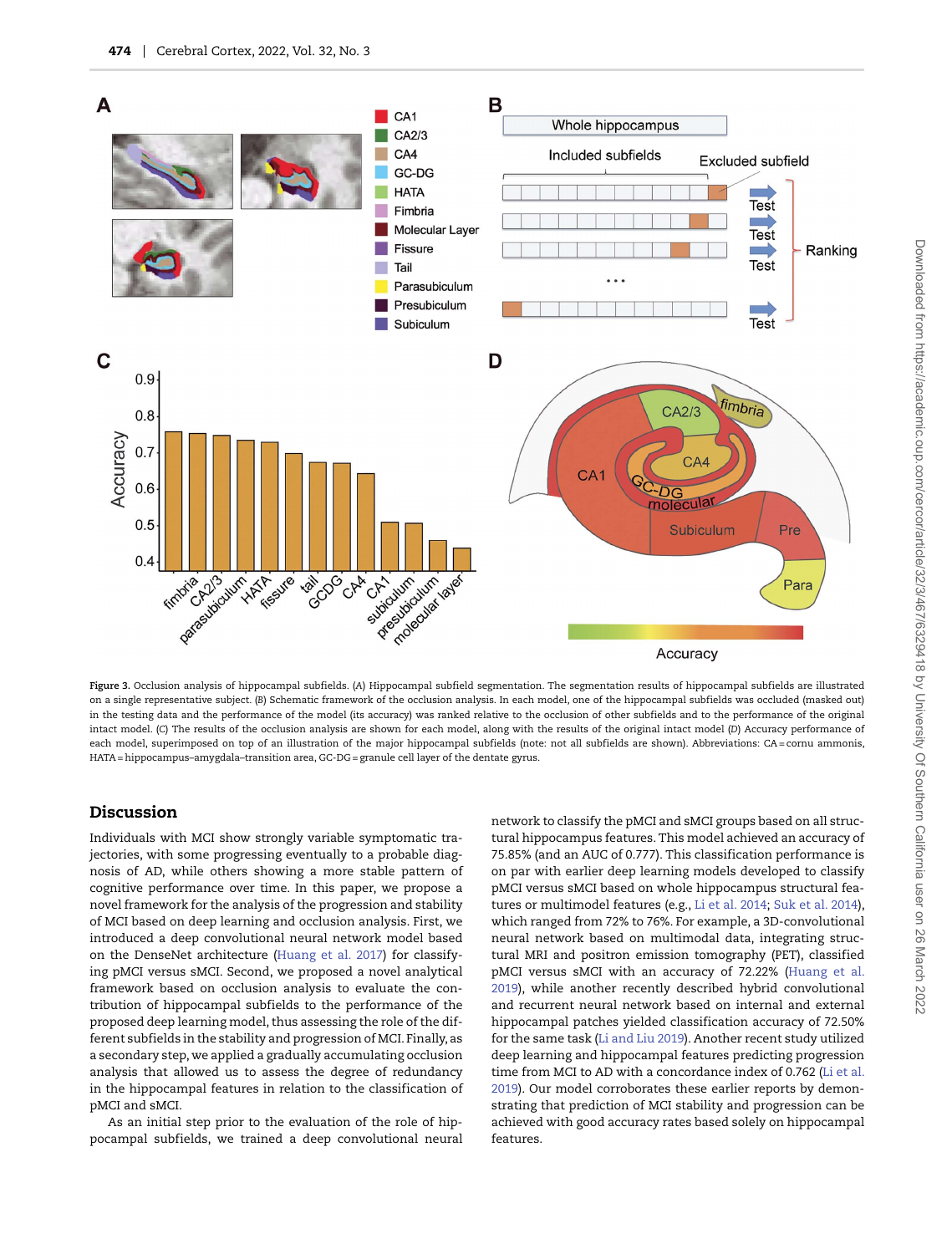**Figure 3.** Occlusion analysis of hippocampal subfields. (A) Hippocampal subfield segmentation. The segmentation results of hippocampal subfields are illustrated on a single representative subject. (B) Schematic framework of the occlusion analysis. In each model, one of the hippocampal subfields was occluded (masked out) in the testing data and the performance of the model (its accuracy) was ranked relative to the occlusion of other subfields and to the performance of the original intact model. (C) The results of the occlusion analysis are shown for each model, along with the results of the original intact model (D) Accuracy performance of each model, superimposed on top of an illustration of the major hippocampal subfields (note: not all subfields are shown). Abbreviations: CA = cornu ammonis, HATA = hippocampus–amygdala–transition area, GC-DG = granule cell layer of the dentate gyrus.

## Discussion

Individuals with MCI show strongly variable symptomatic trajectories, with some progressing eventually to a probable diagnosis of AD, while others showing a more stable pattern of cognitive performance over time. In this paper, we propose a novel framework for the analysis of the progression and stability of MCI based on deep learning and occlusion analysis. First, we introduced a deep convolutional neural network model based on the DenseNet architecture (Huang et al. 2017) for classifying pMCI versus sMCI. Second, we proposed a novel analytical framework based on occlusion analysis to evaluate the contribution of hippocampal subfields to the performance of the proposed deep learning model, thus assessing the role of the different subfields in the stability and progression of MCI. Finally, as a secondary step, we applied a gradually accumulating occlusion analysis that allowed us to assess the degree of redundancy in the hippocampal features in relation to the classification of pMCI and sMCI.

As an initial step prior to the evaluation of the role of hippocampal subfields, we trained a deep convolutional neural network to classify the pMCI and sMCI groups based on all structural hippocampus features. This model achieved an accuracy of 75.85% (and an AUC of 0.777). This classification performance is on par with earlier deep learning models developed to classify pMCI versus sMCI based on whole hippocampus structural features or multimodel features (e.g., Li et al. 2014; Suk et al. 2014), which ranged from 72% to 76%. For example, a 3D-convolutional neural network based on multimodal data, integrating structural MRI and positron emission tomography (PET), classified pMCI versus sMCI with an accuracy of 72.22% (Huang et al. 2019), while another recently described hybrid convolutional and recurrent neural network based on internal and external hippocampal patches yielded classification accuracy of 72.50% for the same task (Li and Liu 2019). Another recent study utilized deep learning and hippocampal features predicting progression time from MCI to AD with a concordance index of 0.762 (Li et al. 2019). Our model corroborates these earlier reports by demonstrating that prediction of MCI stability and progression can be achieved with good accuracy rates based solely on hippocampal features.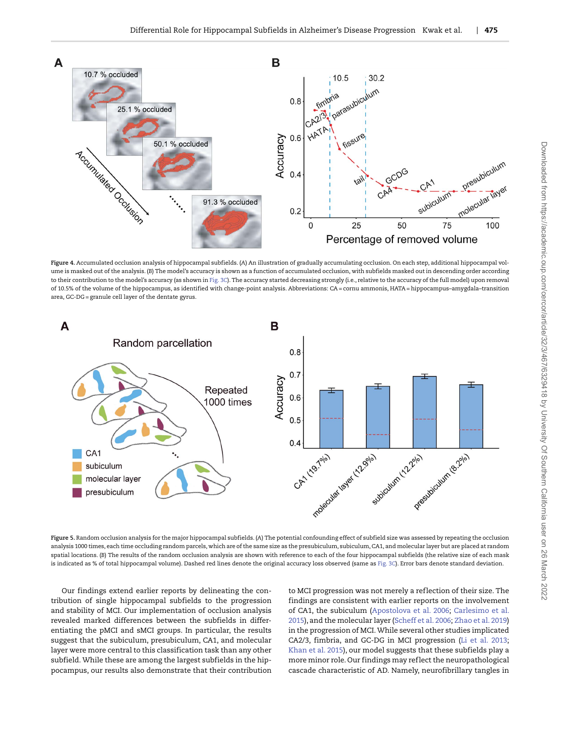**Figure 4.** Accumulated occlusion analysis of hippocampal subfields. (A) An illustration of gradually accumulating occlusion. On each step, additional hippocampal volume is masked out of the analysis. (B) The model's accuracy is shown as a function of accumulated occlusion, with subfields masked out in descending order according to their contribution to the model's accuracy (as shown in Fig. 3C). The accuracy started decreasing strongly (i.e., relative to the accuracy of the full model) upon removal of 10.5% of the volume of the hippocampus, as identified with change-point analysis. Abbreviations: CA = cornu ammonis, HATA = hippocampus–amygdala–transition area, GC-DG = granule cell layer of the dentate gyrus.

**Figure 5.** Random occlusion analysis for the major hippocampal subfields. (A) The potential confounding effect of subfield size was assessed by repeating the occlusion analysis 1000 times, each time occluding random parcels, which are of the same size as the presubiculum, subiculum, CA1, and molecular layer but are placed at random spatial locations. (B) The results of the random occlusion analysis are shown with reference to each of the four hippocampal subfields (the relative size of each mask is indicated as % of total hippocampal volume). Dashed red lines denote the original accuracy loss observed (same as Fig. 3C). Error bars denote standard deviation.

Our findings extend earlier reports by delineating the contribution of single hippocampal subfields to the progression and stability of MCI. Our implementation of occlusion analysis revealed marked differences between the subfields in differentiating the pMCI and sMCI groups. In particular, the results suggest that the subiculum, presubiculum, CA1, and molecular layer were more central to this classification task than any other subfield. While these are among the largest subfields in the hippocampus, our results also demonstrate that their contribution to MCI progression was not merely a reflection of their size. The findings are consistent with earlier reports on the involvement of CA1, the subiculum (Apostolova et al. 2006; Carlesimo et al. 2015), and the molecular layer (Scheff et al. 2006; Zhao et al. 2019) in the progression of MCI. While several other studies implicated CA2/3, fimbria, and GC-DG in MCI progression (Li et al. 2013; Khan et al. 2015), our model suggests that these subfields play a more minor role. Our findings may reflect the neuropathological cascade characteristic of AD. Namely, neurofibrillary tangles in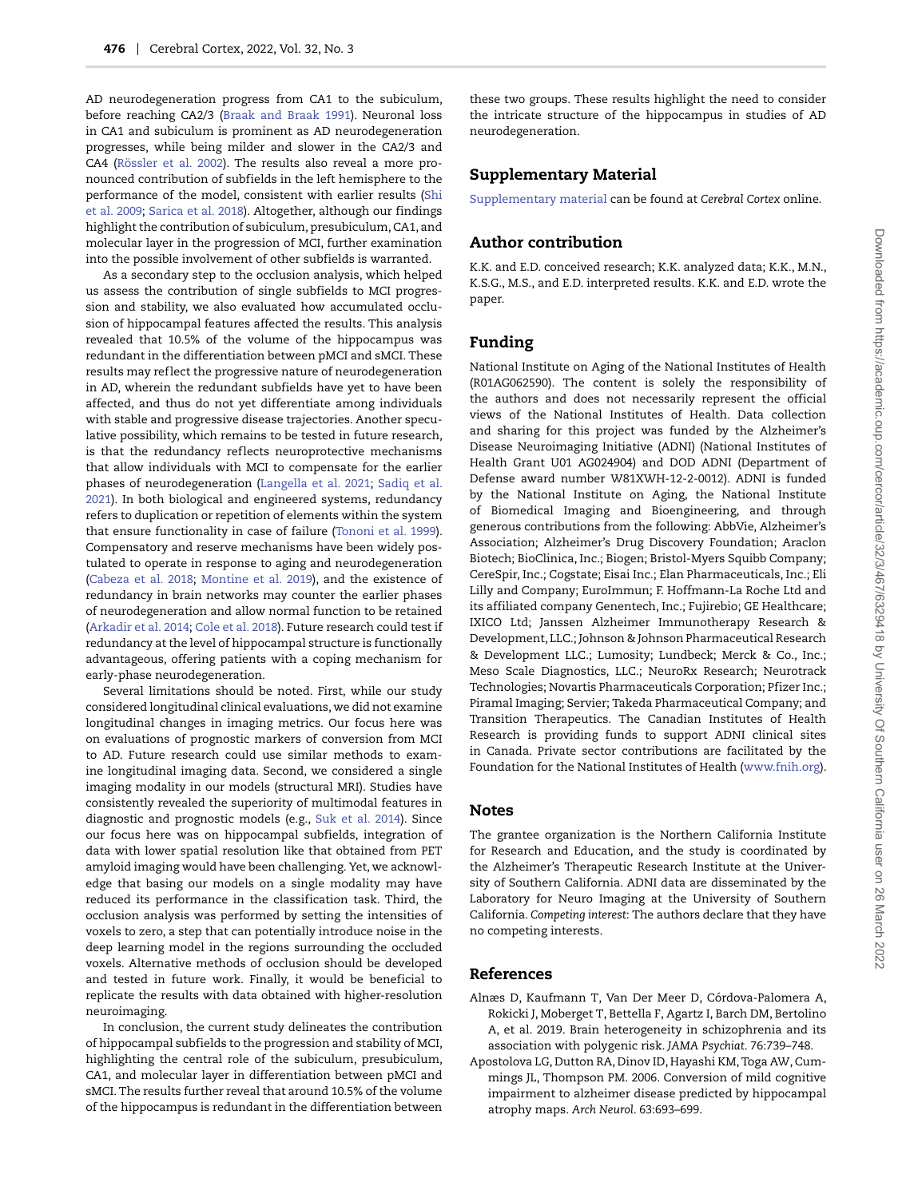AD neurodegeneration progress from CA1 to the subiculum, before reaching CA2/3 (Braak and Braak 1991). Neuronal loss in CA1 and subiculum is prominent as AD neurodegeneration progresses, while being milder and slower in the CA2/3 and CA4 (Rössler et al. 2002). The results also reveal a more pronounced contribution of subfields in the left hemisphere to the performance of the model, consistent with earlier results (Shi et al. 2009; Sarica et al. 2018). Altogether, although our findings highlight the contribution of subiculum, presubiculum, CA1, and molecular layer in the progression of MCI, further examination into the possible involvement of other subfields is warranted.

As a secondary step to the occlusion analysis, which helped us assess the contribution of single subfields to MCI progression and stability, we also evaluated how accumulated occlusion of hippocampal features affected the results. This analysis revealed that 10.5% of the volume of the hippocampus was redundant in the differentiation between pMCI and sMCI. These results may reflect the progressive nature of neurodegeneration in AD, wherein the redundant subfields have yet to have been affected, and thus do not yet differentiate among individuals with stable and progressive disease trajectories. Another speculative possibility, which remains to be tested in future research, is that the redundancy reflects neuroprotective mechanisms that allow individuals with MCI to compensate for the earlier phases of neurodegeneration (Langella et al. 2021; Sadiq et al. 2021). In both biological and engineered systems, redundancy refers to duplication or repetition of elements within the system that ensure functionality in case of failure (Tononi et al. 1999). Compensatory and reserve mechanisms have been widely postulated to operate in response to aging and neurodegeneration (Cabeza et al. 2018; Montine et al. 2019), and the existence of redundancy in brain networks may counter the earlier phases of neurodegeneration and allow normal function to be retained (Arkadir et al. 2014; Cole et al. 2018). Future research could test if redundancy at the level of hippocampal structure is functionally advantageous, offering patients with a coping mechanism for early-phase neurodegeneration.

Several limitations should be noted. First, while our study considered longitudinal clinical evaluations, we did not examine longitudinal changes in imaging metrics. Our focus here was on evaluations of prognostic markers of conversion from MCI to AD. Future research could use similar methods to examine longitudinal imaging data. Second, we considered a single imaging modality in our models (structural MRI). Studies have consistently revealed the superiority of multimodal features in diagnostic and prognostic models (e.g., Suk et al. 2014). Since our focus here was on hippocampal subfields, integration of data with lower spatial resolution like that obtained from PET amyloid imaging would have been challenging. Yet, we acknowledge that basing our models on a single modality may have reduced its performance in the classification task. Third, the occlusion analysis was performed by setting the intensities of voxels to zero, a step that can potentially introduce noise in the deep learning model in the regions surrounding the occluded voxels. Alternative methods of occlusion should be developed and tested in future work. Finally, it would be beneficial to replicate the results with data obtained with higher-resolution neuroimaging.

In conclusion, the current study delineates the contribution of hippocampal subfields to the progression and stability of MCI, highlighting the central role of the subiculum, presubiculum, CA1, and molecular layer in differentiation between pMCI and sMCI. The results further reveal that around 10.5% of the volume of the hippocampus is redundant in the differentiation between these two groups. These results highlight the need to consider the intricate structure of the hippocampus in studies of AD neurodegeneration.

## Supplementary Material

Supplementary material can be found at *Cerebral Cortex* online.

## Author contribution

K.K. and E.D. conceived research; K.K. analyzed data; K.K., M.N., K.S.G., M.S., and E.D. interpreted results. K.K. and E.D. wrote the paper.

## Funding

National Institute on Aging of the National Institutes of Health (R01AG062590). The content is solely the responsibility of the authors and does not necessarily represent the official views of the National Institutes of Health. Data collection and sharing for this project was funded by the Alzheimer's Disease Neuroimaging Initiative (ADNI) (National Institutes of Health Grant U01 AG024904) and DOD ADNI (Department of Defense award number W81XWH-12-2-0012). ADNI is funded by the National Institute on Aging, the National Institute of Biomedical Imaging and Bioengineering, and through generous contributions from the following: AbbVie, Alzheimer's Association; Alzheimer's Drug Discovery Foundation; Araclon Biotech; BioClinica, Inc.; Biogen; Bristol-Myers Squibb Company; CereSpir, Inc.; Cogstate; Eisai Inc.; Elan Pharmaceuticals, Inc.; Eli Lilly and Company; EuroImmun; F. Hoffmann-La Roche Ltd and its affiliated company Genentech, Inc.; Fujirebio; GE Healthcare; IXICO Ltd; Janssen Alzheimer Immunotherapy Research & Development, LLC.; Johnson & Johnson Pharmaceutical Research & Development LLC.; Lumosity; Lundbeck; Merck & Co., Inc.; Meso Scale Diagnostics, LLC.; NeuroRx Research; Neurotrack Technologies; Novartis Pharmaceuticals Corporation; Pfizer Inc.; Piramal Imaging; Servier; Takeda Pharmaceutical Company; and Transition Therapeutics. The Canadian Institutes of Health Research is providing funds to support ADNI clinical sites in Canada. Private sector contributions are facilitated by the Foundation for the National Institutes of Health (www.fnih.org).

## Notes

The grantee organization is the Northern California Institute for Research and Education, and the study is coordinated by the Alzheimer's Therapeutic Research Institute at the University of Southern California. ADNI data are disseminated by the Laboratory for Neuro Imaging at the University of Southern California. *Competing interest*: The authors declare that they have no competing interests.

## References

Alnæs D, Kaufmann T, Van Der Meer D, Córdova-Palomera A, Rokicki J, Moberget T, Bettella F, Agartz I, Barch DM, Bertolino A, et al. 2019. Brain heterogeneity in schizophrenia and its association with polygenic risk. *JAMA Psychiat*. 76:739–748.

Apostolova LG, Dutton RA, Dinov ID, Hayashi KM, Toga AW, Cummings JL, Thompson PM. 2006. Conversion of mild cognitive impairment to alzheimer disease predicted by hippocampal atrophy maps. *Arch Neurol*. 63:693–699.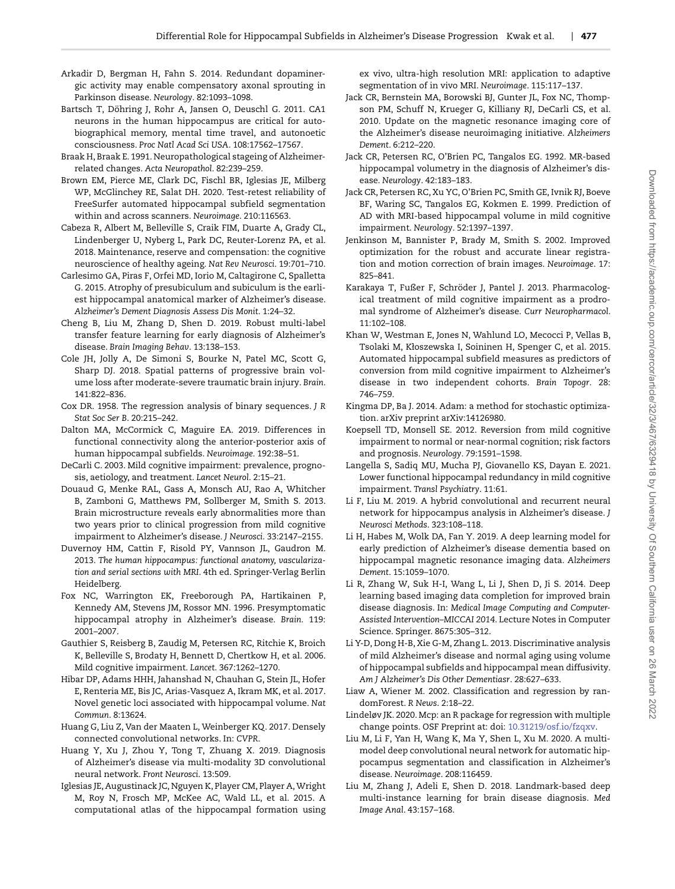Arkadir D, Bergman H, Fahn S. 2014. Redundant dopaminergic activity may enable compensatory axonal sprouting in Parkinson disease. *Neurology*. 82:1093–1098.

Bartsch T, Döhring J, Rohr A, Jansen O, Deuschl G. 2011. CA1 neurons in the human hippocampus are critical for autobiographical memory, mental time travel, and autonoetic consciousness. *Proc Natl Acad Sci USA*. 108:17562–17567.

Braak H, Braak E. 1991. Neuropathological stageing of Alzheimer-related changes. *Acta Neuropathol*. 82:239–259.

Brown EM, Pierce ME, Clark DC, Fischl BR, Iglesias JE, Milberg WP, McGlinchey RE, Salat DH. 2020. Test-retest reliability of FreeSurfer automated hippocampal subfield segmentation within and across scanners. *Neuroimage*. 210:116563.

Cabeza R, Albert M, Belleville S, Craik FIM, Duarte A, Grady CL, Lindenberger U, Nyberg L, Park DC, Reuter-Lorenz PA, et al. 2018. Maintenance, reserve and compensation: the cognitive neuroscience of healthy ageing. *Nat Rev Neurosci*. 19:701–710.

Carlesimo GA, Piras F, Orfei MD, Iorio M, Caltagirone C, Spalletta G. 2015. Atrophy of presubiculum and subiculum is the earliest hippocampal anatomical marker of Alzheimer's disease. *Alzheimer's Dement Diagnosis Assess Dis Monit*. 1:24–32.

Cheng B, Liu M, Zhang D, Shen D. 2019. Robust multi-label transfer feature learning for early diagnosis of Alzheimer's disease. *Brain Imaging Behav*. 13:138–153.

Cole JH, Jolly A, De Simoni S, Bourke N, Patel MC, Scott G, Sharp DJ. 2018. Spatial patterns of progressive brain volume loss after moderate-severe traumatic brain injury. *Brain*. 141:822–836.

Cox DR. 1958. The regression analysis of binary sequences. *J R Stat Soc Ser B*. 20:215–242.

Dalton MA, McCormick C, Maguire EA. 2019. Differences in functional connectivity along the anterior-posterior axis of human hippocampal subfields. *Neuroimage*. 192:38–51.

DeCarli C. 2003. Mild cognitive impairment: prevalence, prognosis, aetiology, and treatment. *Lancet Neurol*. 2:15–21.

Douaud G, Menke RAL, Gass A, Monsch AU, Rao A, Whitcher B, Zamboni G, Matthews PM, Sollberger M, Smith S. 2013. Brain microstructure reveals early abnormalities more than two years prior to clinical progression from mild cognitive impairment to Alzheimer's disease. *J Neurosci*. 33:2147–2155.

Duvernoy HM, Cattin F, Risold PY, Vannson JL, Gaudron M. 2013. *The human hippocampus: functional anatomy, vascularization and serial sections with MRI*. 4th ed. Springer-Verlag Berlin Heidelberg.

Fox NC, Warrington EK, Freeborough PA, Hartikainen P, Kennedy AM, Stevens JM, Rossor MN. 1996. Presymptomatic hippocampal atrophy in Alzheimer's disease. *Brain*. 119: 2001–2007.

Gauthier S, Reisberg B, Zaudig M, Petersen RC, Ritchie K, Broich K, Belleville S, Brodaty H, Bennett D, Chertkow H, et al. 2006. Mild cognitive impairment. *Lancet*. 367:1262–1270.

Hibar DP, Adams HHH, Jahanshad N, Chauhan G, Stein JL, Hofer E, Renteria ME, Bis JC, Arias-Vasquez A, Ikram MK, et al. 2017. Novel genetic loci associated with hippocampal volume. *Nat Commun*. 8:13624.

Huang G, Liu Z, Van der Maaten L, Weinberger KQ. 2017. Densely connected convolutional networks. In: *CVPR*.

Huang Y, Xu J, Zhou Y, Tong T, Zhuang X. 2019. Diagnosis of Alzheimer's disease via multi-modality 3D convolutional neural network. *Front Neurosci*. 13:509.

Iglesias JE, Augustinack JC, Nguyen K, Player CM, Player A, Wright M, Roy N, Frosch MP, McKee AC, Wald LL, et al. 2015. A computational atlas of the hippocampal formation using ex vivo, ultra-high resolution MRI: application to adaptive segmentation of in vivo MRI. *Neuroimage*. 115:117–137.

Jack CR, Bernstein MA, Borowski BJ, Gunter JL, Fox NC, Thompson PM, Schuff N, Krueger G, Killiany RJ, DeCarli CS, et al. 2010. Update on the magnetic resonance imaging core of the Alzheimer's disease neuroimaging initiative. *Alzheimers Dement*. 6:212–220.

Jack CR, Petersen RC, O'Brien PC, Tangalos EG. 1992. MR-based hippocampal volumetry in the diagnosis of Alzheimer's disease. *Neurology*. 42:183–183.

Jack CR, Petersen RC, Xu YC, O'Brien PC, Smith GE, Ivnik RJ, Boeve BF, Waring SC, Tangalos EG, Kokmen E. 1999. Prediction of AD with MRI-based hippocampal volume in mild cognitive impairment. *Neurology*. 52:1397–1397.

Jenkinson M, Bannister P, Brady M, Smith S. 2002. Improved optimization for the robust and accurate linear registration and motion correction of brain images. *Neuroimage*. 17: 825–841.

Karakaya T, Fußer F, Schröder J, Pantel J. 2013. Pharmacological treatment of mild cognitive impairment as a prodromal syndrome of Alzheimer's disease. *Curr Neuropharmacol*. 11:102–108.

Khan W, Westman E, Jones N, Wahlund LO, Mecocci P, Vellas B, Tsolaki M, Kłoszewska I, Soininen H, Spenger C, et al. 2015. Automated hippocampal subfield measures as predictors of conversion from mild cognitive impairment to Alzheimer's disease in two independent cohorts. *Brain Topogr*. 28: 746–759.

Kingma DP, Ba J. 2014. Adam: a method for stochastic optimization. arXiv preprint arXiv:14126980.

Koepsell TD, Monsell SE. 2012. Reversion from mild cognitive impairment to normal or near-normal cognition; risk factors and prognosis. *Neurology*. 79:1591–1598.

Langella S, Sadiq MU, Mucha PJ, Giovanello KS, Dayan E. 2021. Lower functional hippocampal redundancy in mild cognitive impairment. *Transl Psychiatry*. 11:61.

Li F, Liu M. 2019. A hybrid convolutional and recurrent neural network for hippocampus analysis in Alzheimer's disease. *J Neurosci Methods*. 323:108–118.

Li H, Habes M, Wolk DA, Fan Y. 2019. A deep learning model for early prediction of Alzheimer's disease dementia based on hippocampal magnetic resonance imaging data. *Alzheimers Dement*. 15:1059–1070.

Li R, Zhang W, Suk H-I, Wang L, Li J, Shen D, Ji S. 2014. Deep learning based imaging data completion for improved brain disease diagnosis. In: *Medical Image Computing and Computer-Assisted Intervention–MICCAI 2014*. Lecture Notes in Computer Science. Springer. 8675:305–312.

Li Y-D, Dong H-B, Xie G-M, Zhang L. 2013. Discriminative analysis of mild Alzheimer's disease and normal aging using volume of hippocampal subfields and hippocampal mean diffusivity. *Am J Alzheimer's Dis Other Dementiasr*. 28:627–633.

Liaw A, Wiener M. 2002. Classification and regression by randomForest. *R News*. 2:18–22.

Lindeløv JK. 2020. Mcp: an R package for regression with multiple change points. OSF Preprint at: doi: 10.31219/osf.io/fzqxv.

Liu M, Li F, Yan H, Wang K, Ma Y, Shen L, Xu M. 2020. A multi-model deep convolutional neural network for automatic hippocampus segmentation and classification in Alzheimer's disease. *Neuroimage*. 208:116459.

Liu M, Zhang J, Adeli E, Shen D. 2018. Landmark-based deep multi-instance learning for brain disease diagnosis. *Med Image Anal*. 43:157–168.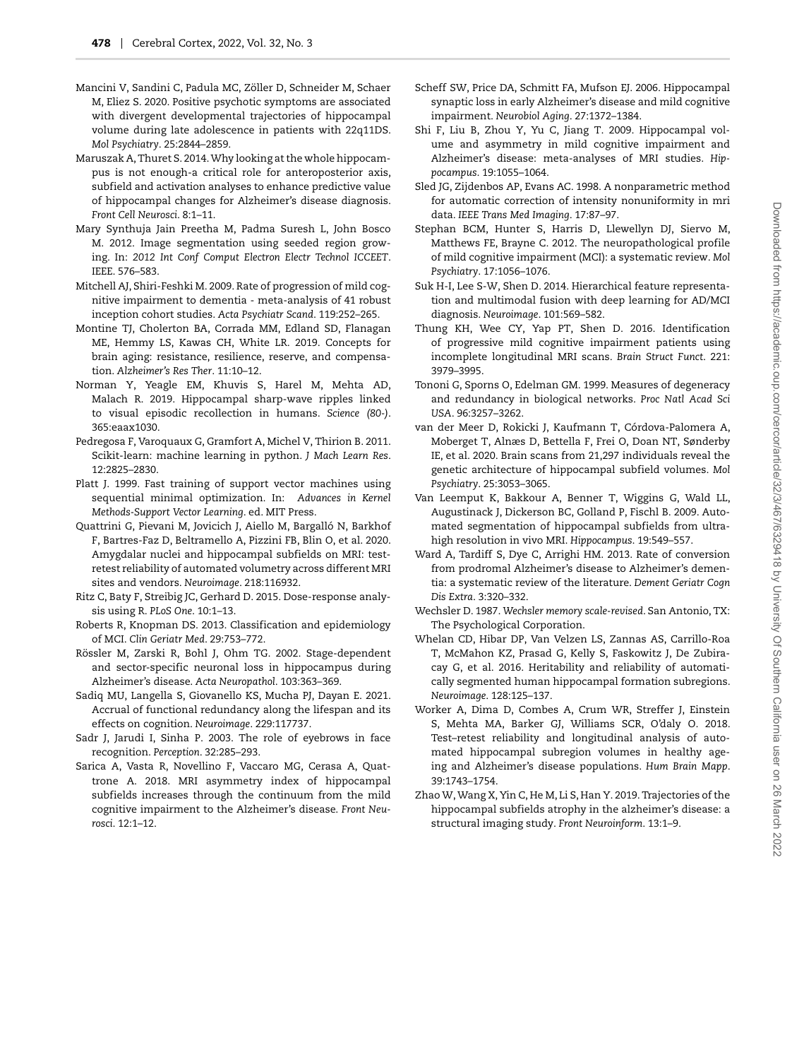Mancini V, Sandini C, Padula MC, Zöller D, Schneider M, Schaer M, Eliez S. 2020. Positive psychotic symptoms are associated with divergent developmental trajectories of hippocampal volume during late adolescence in patients with 22q11DS. *Mol Psychiatry*. 25:2844–2859.

Maruszak A, Thuret S. 2014. Why looking at the whole hippocampus is not enough-a critical role for anteroposterior axis, subfield and activation analyses to enhance predictive value of hippocampal changes for Alzheimer's disease diagnosis. *Front Cell Neurosci*. 8:1–11.

Mary Synthuja Jain Preetha M, Padma Suresh L, John Bosco M. 2012. Image segmentation using seeded region growing. In: *2012 Int Conf Comput Electron Electr Technol ICCEET*. IEEE. 576–583.

Mitchell AJ, Shiri-Feshki M. 2009. Rate of progression of mild cognitive impairment to dementia - meta-analysis of 41 robust inception cohort studies. *Acta Psychiatr Scand*. 119:252–265.

Montine TJ, Cholerton BA, Corrada MM, Edland SD, Flanagan ME, Hemmy LS, Kawas CH, White LR. 2019. Concepts for brain aging: resistance, resilience, reserve, and compensation. *Alzheimer's Res Ther*. 11:10–12.

Norman Y, Yeagle EM, Khuvis S, Harel M, Mehta AD, Malach R. 2019. Hippocampal sharp-wave ripples linked to visual episodic recollection in humans. *Science (80-)*. 365:eaax1030.

Pedregosa F, Varoquaux G, Gramfort A, Michel V, Thirion B. 2011. Scikit-learn: machine learning in python. *J Mach Learn Res*. 12:2825–2830.

Platt J. 1999. Fast training of support vector machines using sequential minimal optimization. In: *Advances in Kernel Methods-Support Vector Learning*. ed. MIT Press.

Quattrini G, Pievani M, Jovicich J, Aiello M, Bargalló N, Barkhof F, Bartres-Faz D, Beltramello A, Pizzini FB, Blin O, et al. 2020. Amygdalar nuclei and hippocampal subfields on MRI: test-retest reliability of automated volumetry across different MRI sites and vendors. *Neuroimage*. 218:116932.

Ritz C, Baty F, Streibig JC, Gerhard D. 2015. Dose-response analysis using R. *PLoS One*. 10:1–13.

Roberts R, Knopman DS. 2013. Classification and epidemiology of MCI. *Clin Geriatr Med*. 29:753–772.

Rössler M, Zarski R, Bohl J, Ohm TG. 2002. Stage-dependent and sector-specific neuronal loss in hippocampus during Alzheimer's disease. *Acta Neuropathol*. 103:363–369.

Sadiq MU, Langella S, Giovanello KS, Mucha PJ, Dayan E. 2021. Accrual of functional redundancy along the lifespan and its effects on cognition. *Neuroimage*. 229:117737.

Sadr J, Jarudi I, Sinha P. 2003. The role of eyebrows in face recognition. *Perception*. 32:285–293.

Sarica A, Vasta R, Novellino F, Vaccaro MG, Cerasa A, Quattrone A. 2018. MRI asymmetry index of hippocampal subfields increases through the continuum from the mild cognitive impairment to the Alzheimer's disease. *Front Neurosci*. 12:1–12.

Scheff SW, Price DA, Schmitt FA, Mufson EJ. 2006. Hippocampal synaptic loss in early Alzheimer's disease and mild cognitive impairment. *Neurobiol Aging*. 27:1372–1384.

Shi F, Liu B, Zhou Y, Yu C, Jiang T. 2009. Hippocampal volume and asymmetry in mild cognitive impairment and Alzheimer's disease: meta-analyses of MRI studies. *Hippocampus*. 19:1055–1064.

Sled JG, Zijdenbos AP, Evans AC. 1998. A nonparametric method for automatic correction of intensity nonuniformity in mri data. *IEEE Trans Med Imaging*. 17:87–97.

Stephan BCM, Hunter S, Harris D, Llewellyn DJ, Siervo M, Matthews FE, Brayne C. 2012. The neuropathological profile of mild cognitive impairment (MCI): a systematic review. *Mol Psychiatry*. 17:1056–1076.

Suk H-I, Lee S-W, Shen D. 2014. Hierarchical feature representation and multimodal fusion with deep learning for AD/MCI diagnosis. *Neuroimage*. 101:569–582.

Thung KH, Wee CY, Yap PT, Shen D. 2016. Identification of progressive mild cognitive impairment patients using incomplete longitudinal MRI scans. *Brain Struct Funct*. 221: 3979–3995.

Tononi G, Sporns O, Edelman GM. 1999. Measures of degeneracy and redundancy in biological networks. *Proc Natl Acad Sci USA*. 96:3257–3262.

van der Meer D, Rokicki J, Kaufmann T, Córdova-Palomera A, Moberget T, Alnæs D, Bettella F, Frei O, Doan NT, Sønderby IE, et al. 2020. Brain scans from 21,297 individuals reveal the genetic architecture of hippocampal subfield volumes. *Mol Psychiatry*. 25:3053–3065.

Van Leemput K, Bakkour A, Benner T, Wiggins G, Wald LL, Augustinack J, Dickerson BC, Golland P, Fischl B. 2009. Automated segmentation of hippocampal subfields from ultra-high resolution in vivo MRI. *Hippocampus*. 19:549–557.

Ward A, Tardiff S, Dye C, Arrighi HM. 2013. Rate of conversion from prodromal Alzheimer's disease to Alzheimer's dementia: a systematic review of the literature. *Dement Geriatr Cogn Dis Extra*. 3:320–332.

Wechsler D. 1987. *Wechsler memory scale-revised*. San Antonio, TX: The Psychological Corporation.

Whelan CD, Hibar DP, Van Velzen LS, Zannas AS, Carrillo-Roa T, McMahon KZ, Prasad G, Kelly S, Faskowitz J, De Zubiracay G, et al. 2016. Heritability and reliability of automatically segmented human hippocampal formation subregions. *Neuroimage*. 128:125–137.

Worker A, Dima D, Combes A, Crum WR, Streffer J, Einstein S, Mehta MA, Barker GJ, Williams SCR, O'daly O. 2018. Test–retest reliability and longitudinal analysis of automated hippocampal subregion volumes in healthy ageing and Alzheimer's disease populations. *Hum Brain Mapp*. 39:1743–1754.

Zhao W, Wang X, Yin C, He M, Li S, Han Y. 2019. Trajectories of the hippocampal subfields atrophy in the alzheimer's disease: a structural imaging study. *Front Neuroinform*. 13:1–9.